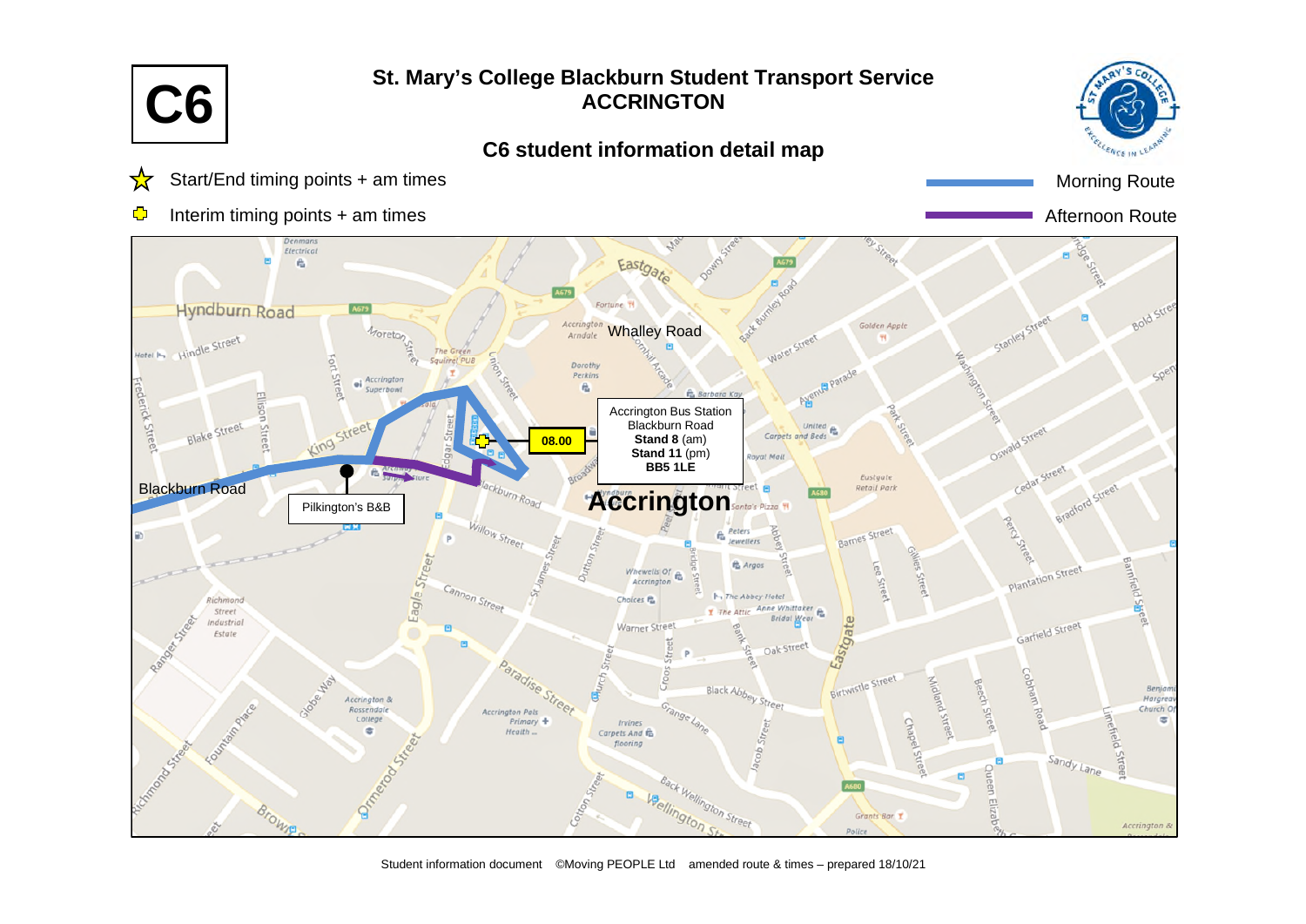# C6

## St. Mary's College Blackburn Student Transport Service
## ACCRINGTON

### C6 student information detail map

- ☆ Start/End timing points + am times
- Interim timing points + am times

Morning Route

Afternoon Route

Accrington Bus Station
Blackburn Road
**Stand 8** (am)
**Stand 11** (pm)
**BB5 1LE**

08.00

Blackburn Road

Pilkington's B&B

Whalley Road

**Accrington**

Student information document ©Moving PEOPLE Ltd amended route & times – prepared 18/10/21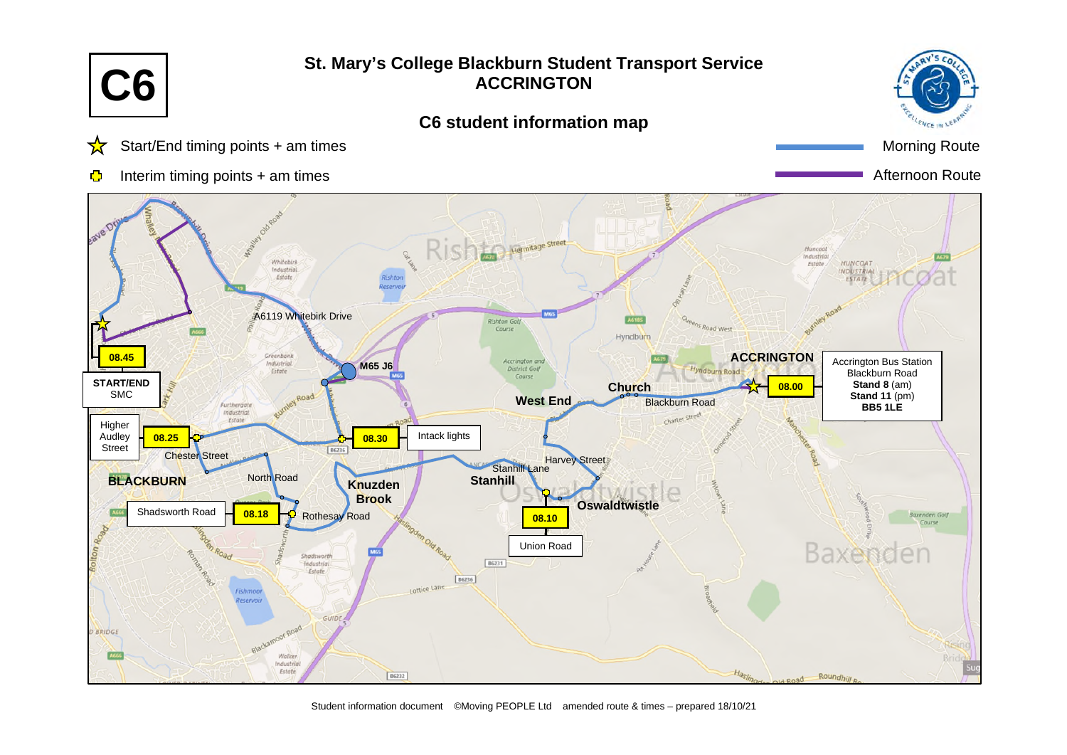# C6

## St. Mary's College Blackburn Student Transport Service
## ACCRINGTON

### C6 student information map

- ☆ Start/End timing points + am times
- Interim timing points + am times

- Morning Route
- Afternoon Route

| Stop | AM time |
| --- | --- |
| Accrington Bus Station, Blackburn Road, **Stand 8** (am), **Stand 11** (pm), **BB5 1LE** | 08.00 |
| Union Road | 08.10 |
| Shadsworth Road | 08.18 |
| Higher Audley Street | 08.25 |
| Intack lights | 08.30 |
| START/END SMC | 08.45 |

Map labels: ACCRINGTON, Church, Blackburn Road, West End, Harvey Street, Stanhill Lane, Stanhill, Oswaldtwistle, Knuzden Brook, Rothesay Road, North Road, Chester Street, BLACKBURN, M65 J6, A6119 Whitebirk Drive

Student information document ©Moving PEOPLE Ltd amended route & times – prepared 18/10/21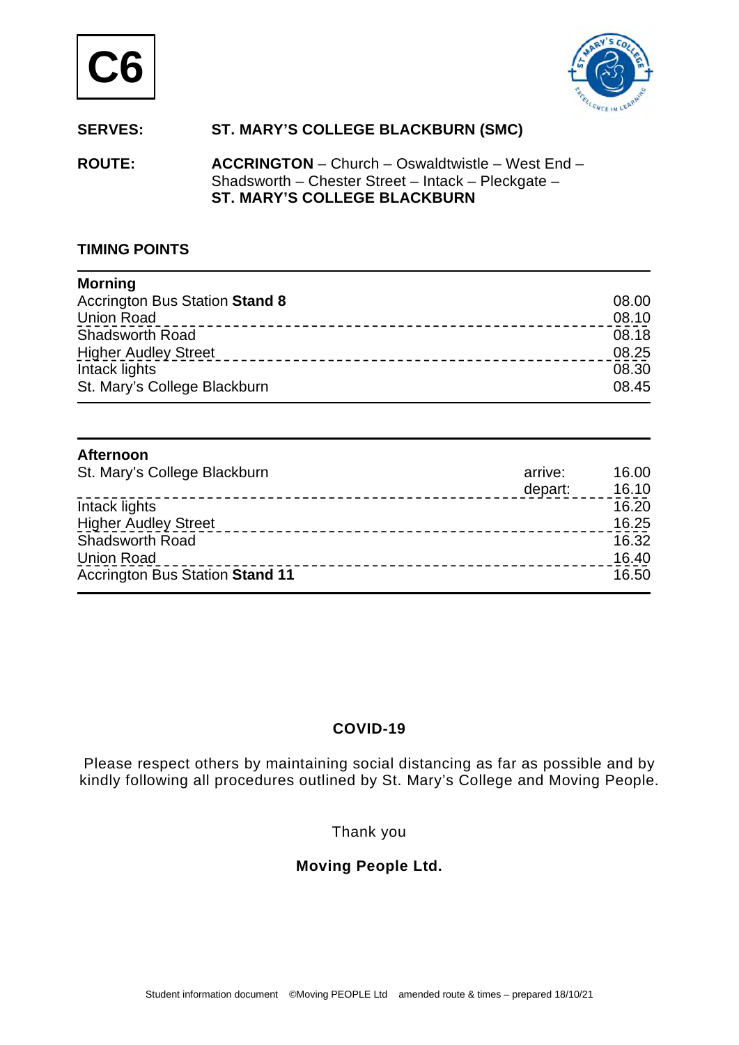# C6

**SERVES:** ST. MARY'S COLLEGE BLACKBURN (SMC)

**ROUTE:** **ACCRINGTON** – Church – Oswaldtwistle – West End – Shadsworth – Chester Street – Intack – Pleckgate – **ST. MARY'S COLLEGE BLACKBURN**

## TIMING POINTS

| **Morning** | |
|---|---|
| Accrington Bus Station **Stand 8** | 08.00 |
| Union Road | 08.10 |
| Shadsworth Road | 08.18 |
| Higher Audley Street | 08.25 |
| Intack lights | 08.30 |
| St. Mary's College Blackburn | 08.45 |

| **Afternoon** | | |
|---|---|---|
| St. Mary's College Blackburn | arrive: | 16.00 |
| | depart: | 16.10 |
| Intack lights | | 16.20 |
| Higher Audley Street | | 16.25 |
| Shadsworth Road | | 16.32 |
| Union Road | | 16.40 |
| Accrington Bus Station **Stand 11** | | 16.50 |

**COVID-19**

Please respect others by maintaining social distancing as far as possible and by kindly following all procedures outlined by St. Mary's College and Moving People.

Thank you

**Moving People Ltd.**

Student information document ©Moving PEOPLE Ltd amended route & times – prepared 18/10/21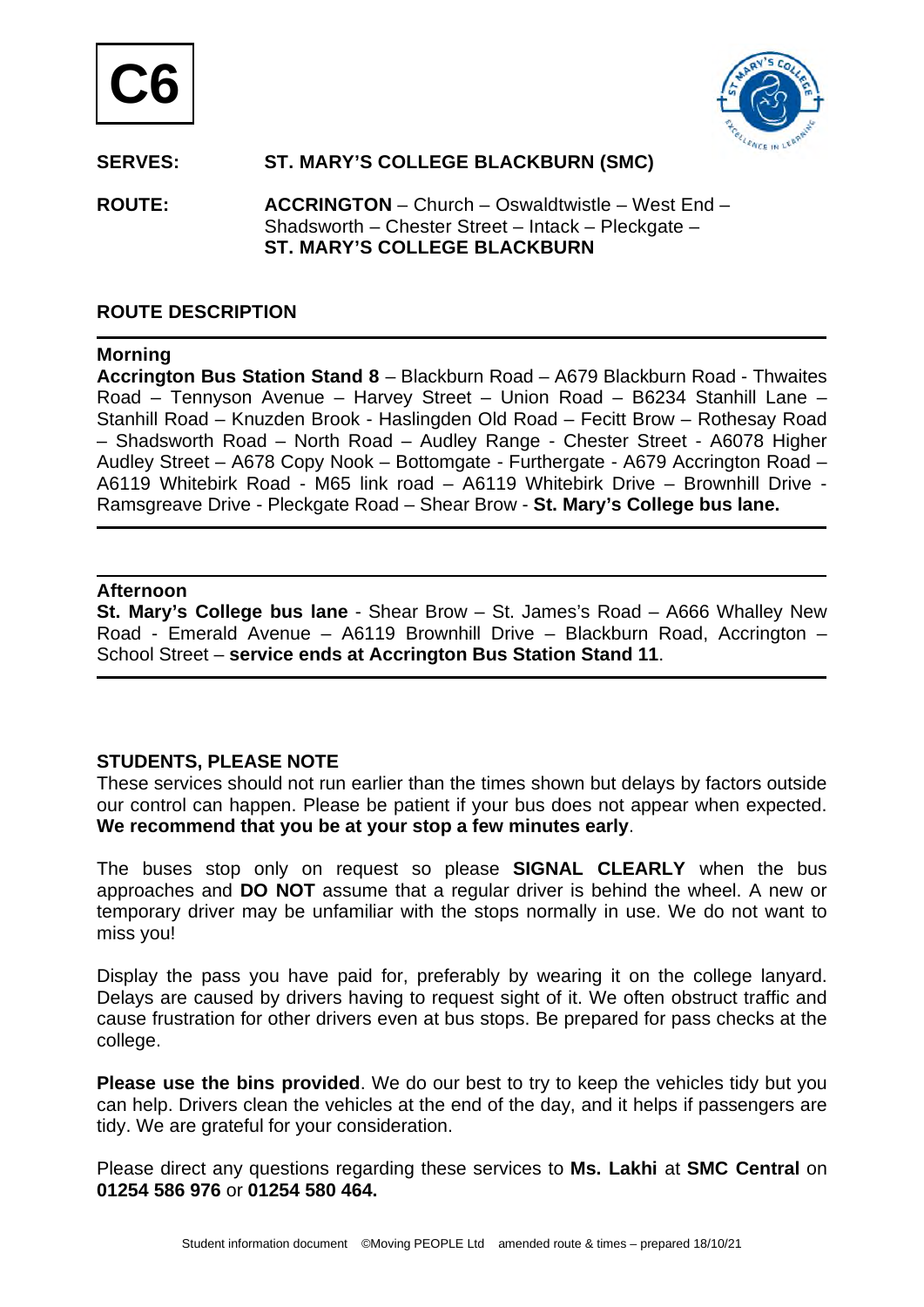# C6

**SERVES:** **ST. MARY'S COLLEGE BLACKBURN (SMC)**

**ROUTE:** **ACCRINGTON** – Church – Oswaldtwistle – West End – Shadsworth – Chester Street – Intack – Pleckgate – **ST. MARY'S COLLEGE BLACKBURN**

## ROUTE DESCRIPTION

### Morning

**Accrington Bus Station Stand 8** – Blackburn Road – A679 Blackburn Road - Thwaites Road – Tennyson Avenue – Harvey Street – Union Road – B6234 Stanhill Lane – Stanhill Road – Knuzden Brook - Haslingden Old Road – Fecitt Brow – Rothesay Road – Shadsworth Road – North Road – Audley Range - Chester Street - A6078 Higher Audley Street – A678 Copy Nook – Bottomgate - Furthergate - A679 Accrington Road – A6119 Whitebirk Road - M65 link road – A6119 Whitebirk Drive – Brownhill Drive - Ramsgreave Drive - Pleckgate Road – Shear Brow - **St. Mary's College bus lane.**

### Afternoon

**St. Mary's College bus lane** - Shear Brow – St. James's Road – A666 Whalley New Road - Emerald Avenue – A6119 Brownhill Drive – Blackburn Road, Accrington – School Street – **service ends at Accrington Bus Station Stand 11**.

## STUDENTS, PLEASE NOTE

These services should not run earlier than the times shown but delays by factors outside our control can happen. Please be patient if your bus does not appear when expected. **We recommend that you be at your stop a few minutes early**.

The buses stop only on request so please **SIGNAL CLEARLY** when the bus approaches and **DO NOT** assume that a regular driver is behind the wheel. A new or temporary driver may be unfamiliar with the stops normally in use. We do not want to miss you!

Display the pass you have paid for, preferably by wearing it on the college lanyard. Delays are caused by drivers having to request sight of it. We often obstruct traffic and cause frustration for other drivers even at bus stops. Be prepared for pass checks at the college.

**Please use the bins provided**. We do our best to try to keep the vehicles tidy but you can help. Drivers clean the vehicles at the end of the day, and it helps if passengers are tidy. We are grateful for your consideration.

Please direct any questions regarding these services to **Ms. Lakhi** at **SMC Central** on **01254 586 976** or **01254 580 464.**

Student information document ©Moving PEOPLE Ltd amended route & times – prepared 18/10/21